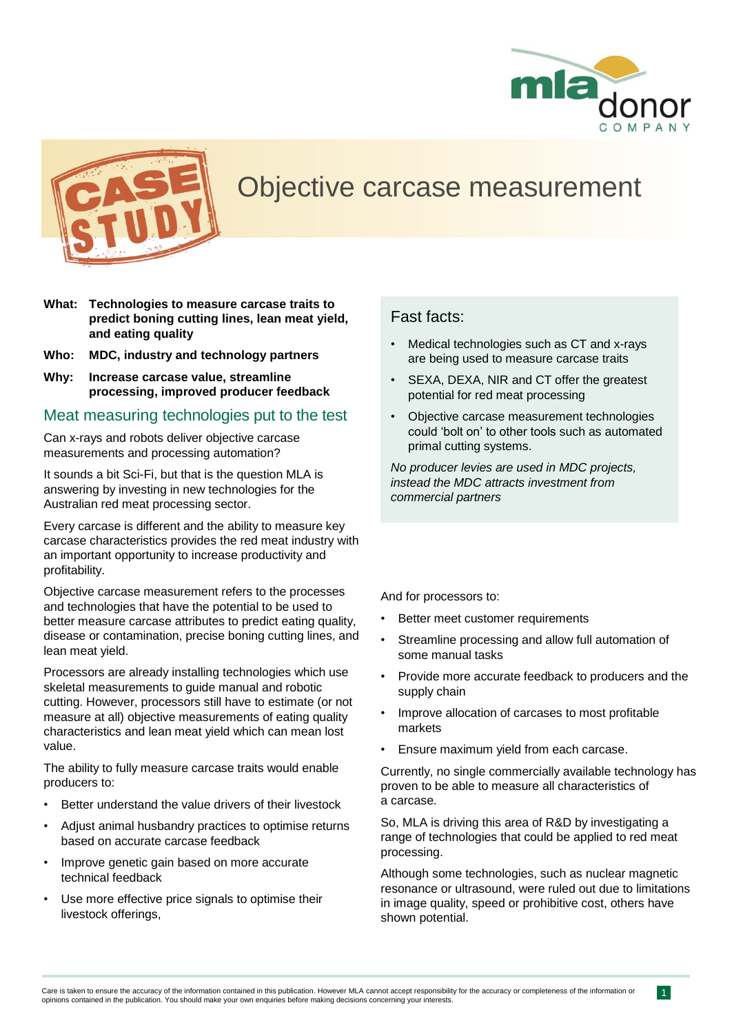# Objective carcase measurement

**What:** **Technologies to measure carcase traits to predict boning cutting lines, lean meat yield, and eating quality**

**Who:** **MDC, industry and technology partners**

**Why:** **Increase carcase value, streamline processing, improved producer feedback**

## Meat measuring technologies put to the test

Can x-rays and robots deliver objective carcase measurements and processing automation?

It sounds a bit Sci-Fi, but that is the question MLA is answering by investing in new technologies for the Australian red meat processing sector.

Every carcase is different and the ability to measure key carcase characteristics provides the red meat industry with an important opportunity to increase productivity and profitability.

Objective carcase measurement refers to the processes and technologies that have the potential to be used to better measure carcase attributes to predict eating quality, disease or contamination, precise boning cutting lines, and lean meat yield.

Processors are already installing technologies which use skeletal measurements to guide manual and robotic cutting. However, processors still have to estimate (or not measure at all) objective measurements of eating quality characteristics and lean meat yield which can mean lost value.

The ability to fully measure carcase traits would enable producers to:

- Better understand the value drivers of their livestock
- Adjust animal husbandry practices to optimise returns based on accurate carcase feedback
- Improve genetic gain based on more accurate technical feedback
- Use more effective price signals to optimise their livestock offerings,

### Fast facts:

- Medical technologies such as CT and x-rays are being used to measure carcase traits
- SEXA, DEXA, NIR and CT offer the greatest potential for red meat processing
- Objective carcase measurement technologies could 'bolt on' to other tools such as automated primal cutting systems.

*No producer levies are used in MDC projects, instead the MDC attracts investment from commercial partners*

And for processors to:

- Better meet customer requirements
- Streamline processing and allow full automation of some manual tasks
- Provide more accurate feedback to producers and the supply chain
- Improve allocation of carcases to most profitable markets
- Ensure maximum yield from each carcase.

Currently, no single commercially available technology has proven to be able to measure all characteristics of a carcase.

So, MLA is driving this area of R&D by investigating a range of technologies that could be applied to red meat processing.

Although some technologies, such as nuclear magnetic resonance or ultrasound, were ruled out due to limitations in image quality, speed or prohibitive cost, others have shown potential.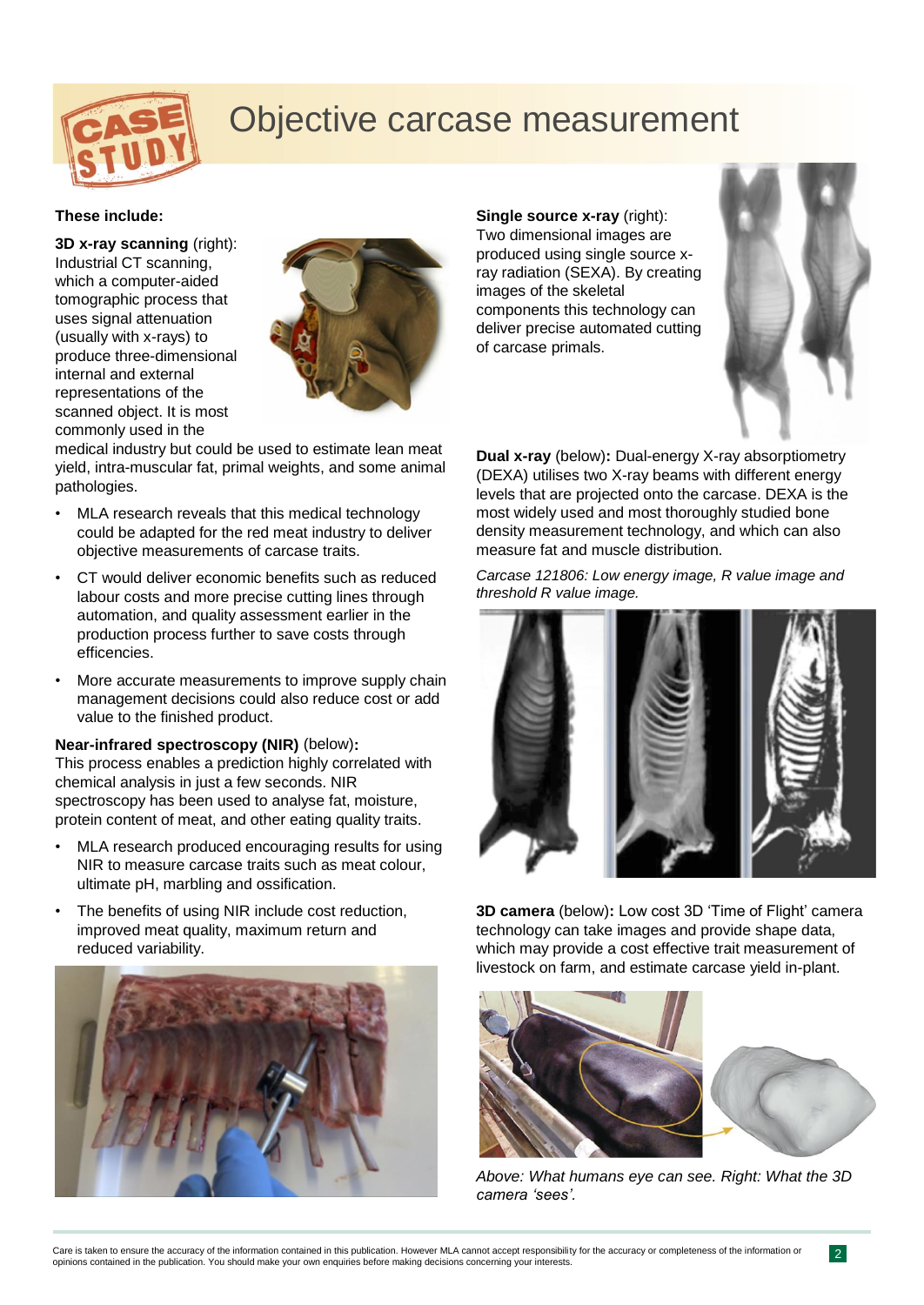# Objective carcase measurement

**These include:**

**3D x-ray scanning** (right): Industrial CT scanning, which a computer-aided tomographic process that uses signal attenuation (usually with x-rays) to produce three-dimensional internal and external representations of the scanned object. It is most commonly used in the medical industry but could be used to estimate lean meat yield, intra-muscular fat, primal weights, and some animal pathologies.

- MLA research reveals that this medical technology could be adapted for the red meat industry to deliver objective measurements of carcase traits.
- CT would deliver economic benefits such as reduced labour costs and more precise cutting lines through automation, and quality assessment earlier in the production process further to save costs through efficencies.
- More accurate measurements to improve supply chain management decisions could also reduce cost or add value to the finished product.

**Near-infrared spectroscopy (NIR)** (below)**:** This process enables a prediction highly correlated with chemical analysis in just a few seconds. NIR spectroscopy has been used to analyse fat, moisture, protein content of meat, and other eating quality traits.

- MLA research produced encouraging results for using NIR to measure carcase traits such as meat colour, ultimate pH, marbling and ossification.
- The benefits of using NIR include cost reduction, improved meat quality, maximum return and reduced variability.

**Single source x-ray** (right): Two dimensional images are produced using single source x-ray radiation (SEXA). By creating images of the skeletal components this technology can deliver precise automated cutting of carcase primals.

**Dual x-ray** (below)**:** Dual-energy X-ray absorptiometry (DEXA) utilises two X-ray beams with different energy levels that are projected onto the carcase. DEXA is the most widely used and most thoroughly studied bone density measurement technology, and which can also measure fat and muscle distribution.

*Carcase 121806: Low energy image, R value image and threshold R value image.*

**3D camera** (below)**:** Low cost 3D 'Time of Flight' camera technology can take images and provide shape data, which may provide a cost effective trait measurement of livestock on farm, and estimate carcase yield in-plant.

*Above: What humans eye can see. Right: What the 3D camera 'sees'.*

Care is taken to ensure the accuracy of the information contained in this publication. However MLA cannot accept responsibility for the accuracy or completeness of the information or opinions contained in the publication. You should make your own enquiries before making decisions concerning your interests.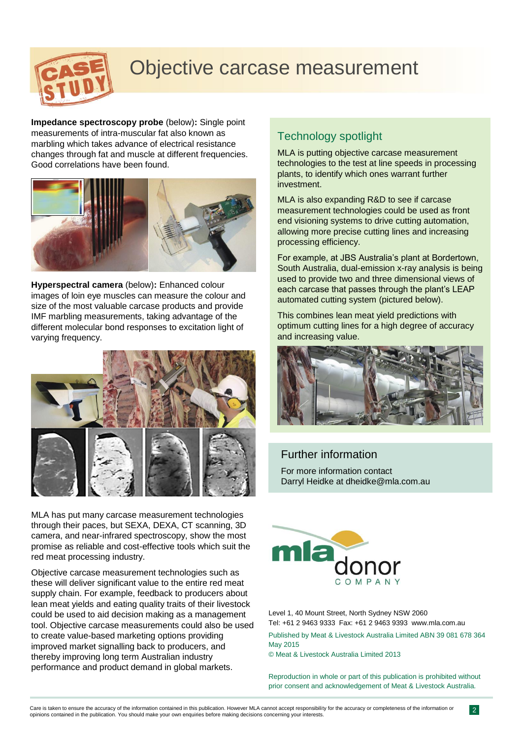# Objective carcase measurement

**Impedance spectroscopy probe** (below)**:** Single point measurements of intra-muscular fat also known as marbling which takes advance of electrical resistance changes through fat and muscle at different frequencies. Good correlations have been found.

**Hyperspectral camera** (below)**:** Enhanced colour images of loin eye muscles can measure the colour and size of the most valuable carcase products and provide IMF marbling measurements, taking advantage of the different molecular bond responses to excitation light of varying frequency.

MLA has put many carcase measurement technologies through their paces, but SEXA, DEXA, CT scanning, 3D camera, and near-infrared spectroscopy, show the most promise as reliable and cost-effective tools which suit the red meat processing industry.

Objective carcase measurement technologies such as these will deliver significant value to the entire red meat supply chain. For example, feedback to producers about lean meat yields and eating quality traits of their livestock could be used to aid decision making as a management tool. Objective carcase measurements could also be used to create value-based marketing options providing improved market signalling back to producers, and thereby improving long term Australian industry performance and product demand in global markets.

## Technology spotlight

MLA is putting objective carcase measurement technologies to the test at line speeds in processing plants, to identify which ones warrant further investment.

MLA is also expanding R&D to see if carcase measurement technologies could be used as front end visioning systems to drive cutting automation, allowing more precise cutting lines and increasing processing efficiency.

For example, at JBS Australia's plant at Bordertown, South Australia, dual-emission x-ray analysis is being used to provide two and three dimensional views of each carcase that passes through the plant's LEAP automated cutting system (pictured below).

This combines lean meat yield predictions with optimum cutting lines for a high degree of accuracy and increasing value.

## Further information

For more information contact
Darryl Heidke at dheidke@mla.com.au

mla donor COMPANY

Level 1, 40 Mount Street, North Sydney NSW 2060
Tel: +61 2 9463 9333 Fax: +61 2 9463 9393 www.mla.com.au

Published by Meat & Livestock Australia Limited ABN 39 081 678 364
May 2015
© Meat & Livestock Australia Limited 2013

Reproduction in whole or part of this publication is prohibited without prior consent and acknowledgement of Meat & Livestock Australia.

Care is taken to ensure the accuracy of the information contained in this publication. However MLA cannot accept responsibility for the accuracy or completeness of the information or opinions contained in the publication. You should make your own enquiries before making decisions concerning your interests.